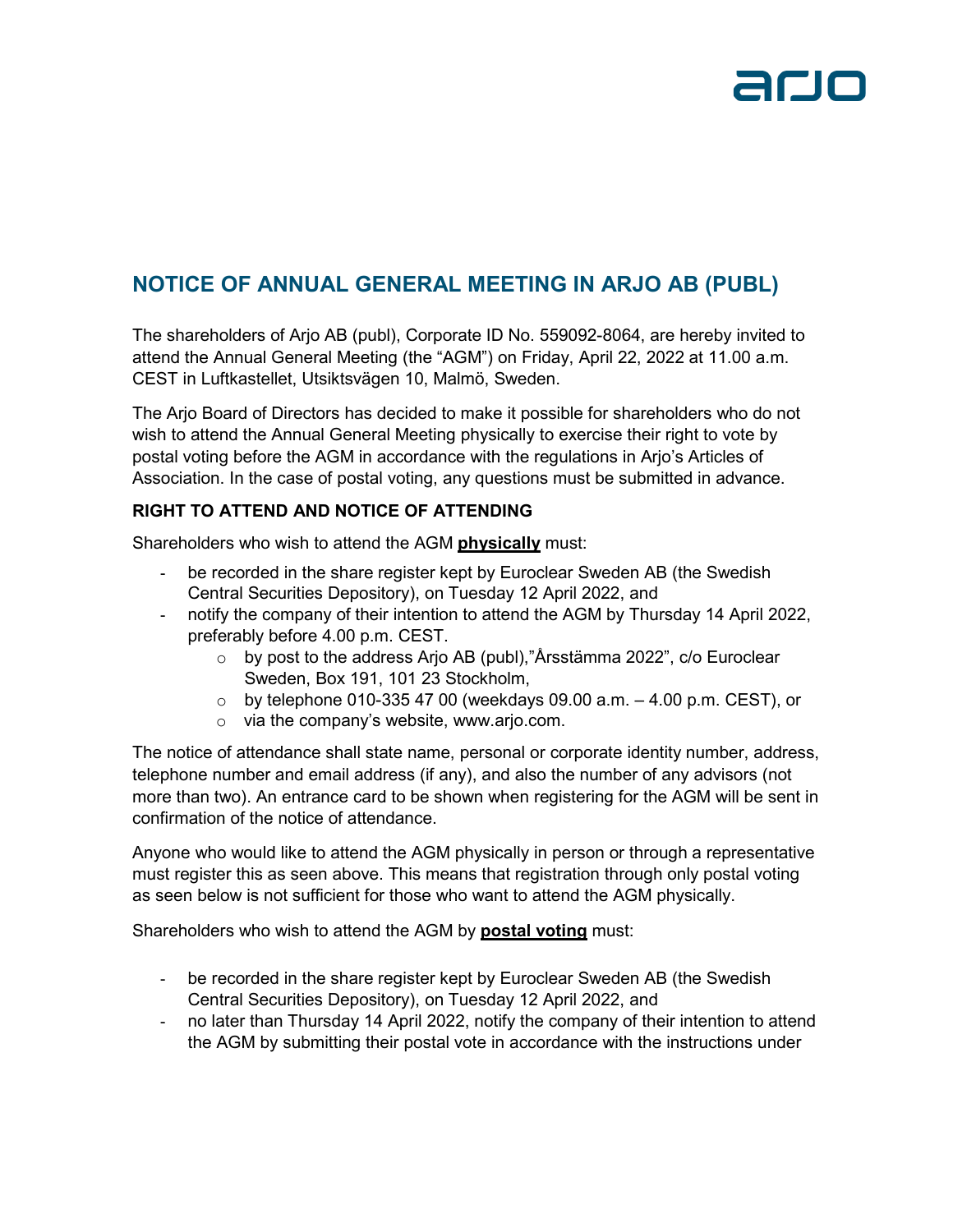# NOTICE OF ANNUAL GENERAL MEETING IN ARJO AB (PUBL)

The shareholders of Arjo AB (publ), Corporate ID No. 559092-8064, are hereby invited to attend the Annual General Meeting (the "AGM") on Friday, April 22, 2022 at 11.00 a.m. CEST in Luftkastellet, Utsiktsvägen 10, Malmö, Sweden.

The Arjo Board of Directors has decided to make it possible for shareholders who do not wish to attend the Annual General Meeting physically to exercise their right to vote by postal voting before the AGM in accordance with the regulations in Arjo's Articles of Association. In the case of postal voting, any questions must be submitted in advance.

### RIGHT TO ATTEND AND NOTICE OF ATTENDING

Shareholders who wish to attend the AGM **physically** must:

- be recorded in the share register kept by Euroclear Sweden AB (the Swedish Central Securities Depository), on Tuesday 12 April 2022, and
- notify the company of their intention to attend the AGM by Thursday 14 April 2022, preferably before 4.00 p.m. CEST.
    - by post to the address Arjo AB (publ),"Årsstämma 2022", c/o Euroclear Sweden, Box 191, 101 23 Stockholm,
    - by telephone 010-335 47 00 (weekdays 09.00 a.m. – 4.00 p.m. CEST), or
    - via the company's website, www.arjo.com.

The notice of attendance shall state name, personal or corporate identity number, address, telephone number and email address (if any), and also the number of any advisors (not more than two). An entrance card to be shown when registering for the AGM will be sent in confirmation of the notice of attendance.

Anyone who would like to attend the AGM physically in person or through a representative must register this as seen above. This means that registration through only postal voting as seen below is not sufficient for those who want to attend the AGM physically.

Shareholders who wish to attend the AGM by **postal voting** must:

- be recorded in the share register kept by Euroclear Sweden AB (the Swedish Central Securities Depository), on Tuesday 12 April 2022, and
- no later than Thursday 14 April 2022, notify the company of their intention to attend the AGM by submitting their postal vote in accordance with the instructions under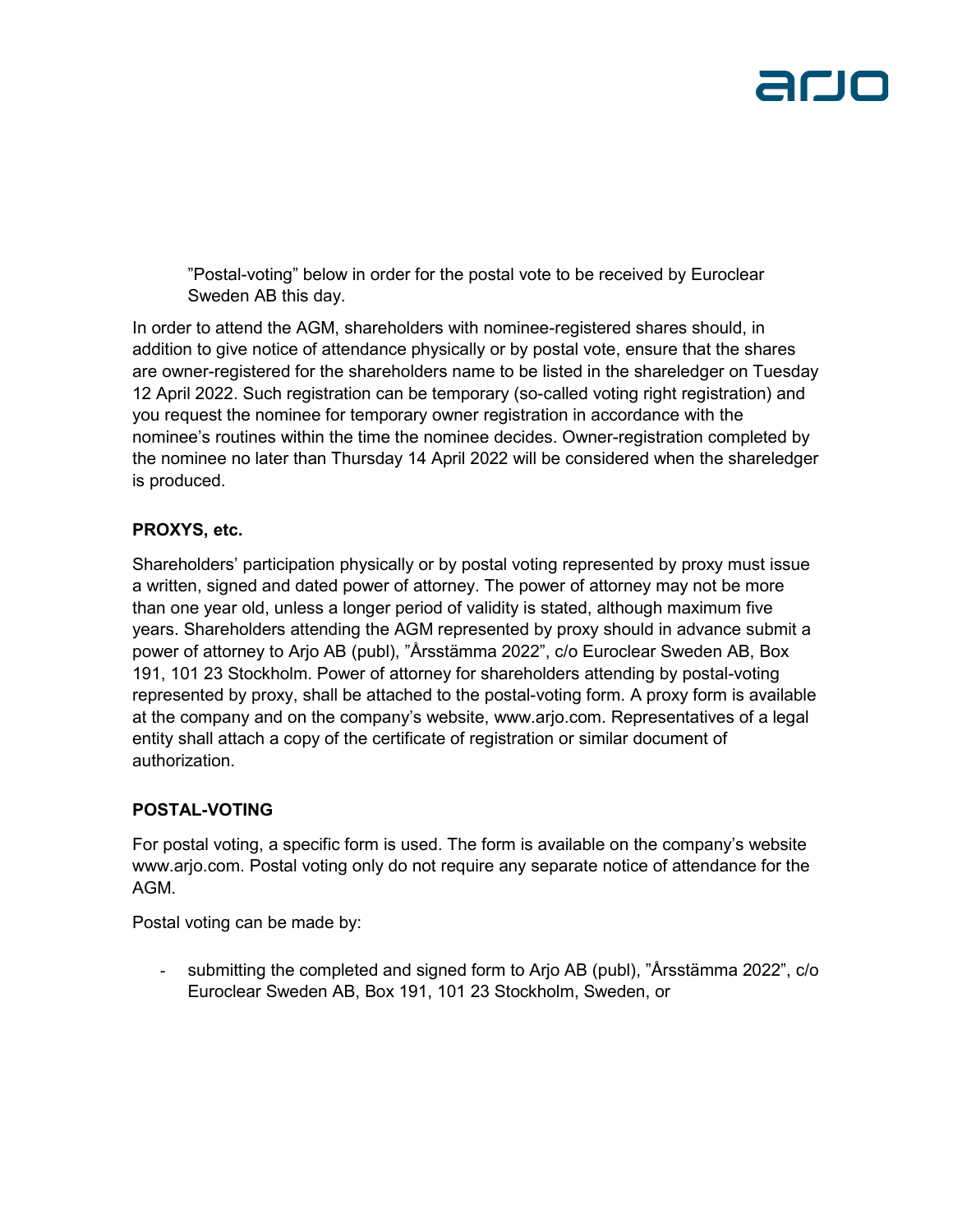"Postal-voting" below in order for the postal vote to be received by Euroclear Sweden AB this day.

In order to attend the AGM, shareholders with nominee-registered shares should, in addition to give notice of attendance physically or by postal vote, ensure that the shares are owner-registered for the shareholders name to be listed in the shareledger on Tuesday 12 April 2022. Such registration can be temporary (so-called voting right registration) and you request the nominee for temporary owner registration in accordance with the nominee's routines within the time the nominee decides. Owner-registration completed by the nominee no later than Thursday 14 April 2022 will be considered when the shareledger is produced.

**PROXYS, etc.**

Shareholders' participation physically or by postal voting represented by proxy must issue a written, signed and dated power of attorney. The power of attorney may not be more than one year old, unless a longer period of validity is stated, although maximum five years. Shareholders attending the AGM represented by proxy should in advance submit a power of attorney to Arjo AB (publ), "Årsstämma 2022", c/o Euroclear Sweden AB, Box 191, 101 23 Stockholm. Power of attorney for shareholders attending by postal-voting represented by proxy, shall be attached to the postal-voting form. A proxy form is available at the company and on the company's website, www.arjo.com. Representatives of a legal entity shall attach a copy of the certificate of registration or similar document of authorization.

**POSTAL-VOTING**

For postal voting, a specific form is used. The form is available on the company's website www.arjo.com. Postal voting only do not require any separate notice of attendance for the AGM.

Postal voting can be made by:

- submitting the completed and signed form to Arjo AB (publ), "Årsstämma 2022", c/o Euroclear Sweden AB, Box 191, 101 23 Stockholm, Sweden, or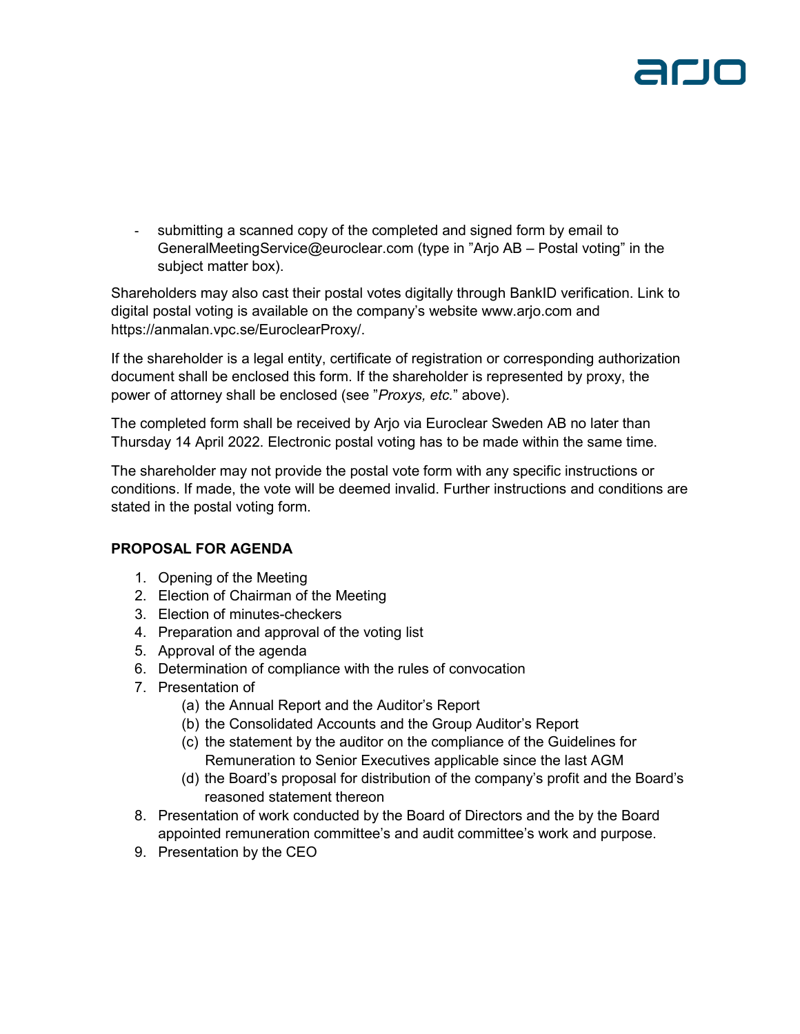- submitting a scanned copy of the completed and signed form by email to GeneralMeetingService@euroclear.com (type in ”Arjo AB – Postal voting” in the subject matter box).

Shareholders may also cast their postal votes digitally through BankID verification. Link to digital postal voting is available on the company's website www.arjo.com and https://anmalan.vpc.se/EuroclearProxy/.

If the shareholder is a legal entity, certificate of registration or corresponding authorization document shall be enclosed this form. If the shareholder is represented by proxy, the power of attorney shall be enclosed (see ”*Proxys, etc.*” above).

The completed form shall be received by Arjo via Euroclear Sweden AB no later than Thursday 14 April 2022. Electronic postal voting has to be made within the same time.

The shareholder may not provide the postal vote form with any specific instructions or conditions. If made, the vote will be deemed invalid. Further instructions and conditions are stated in the postal voting form.

**PROPOSAL FOR AGENDA**

1. Opening of the Meeting
2. Election of Chairman of the Meeting
3. Election of minutes-checkers
4. Preparation and approval of the voting list
5. Approval of the agenda
6. Determination of compliance with the rules of convocation
7. Presentation of
    (a) the Annual Report and the Auditor's Report
    (b) the Consolidated Accounts and the Group Auditor's Report
    (c) the statement by the auditor on the compliance of the Guidelines for Remuneration to Senior Executives applicable since the last AGM
    (d) the Board's proposal for distribution of the company's profit and the Board's reasoned statement thereon
8. Presentation of work conducted by the Board of Directors and the by the Board appointed remuneration committee's and audit committee's work and purpose.
9. Presentation by the CEO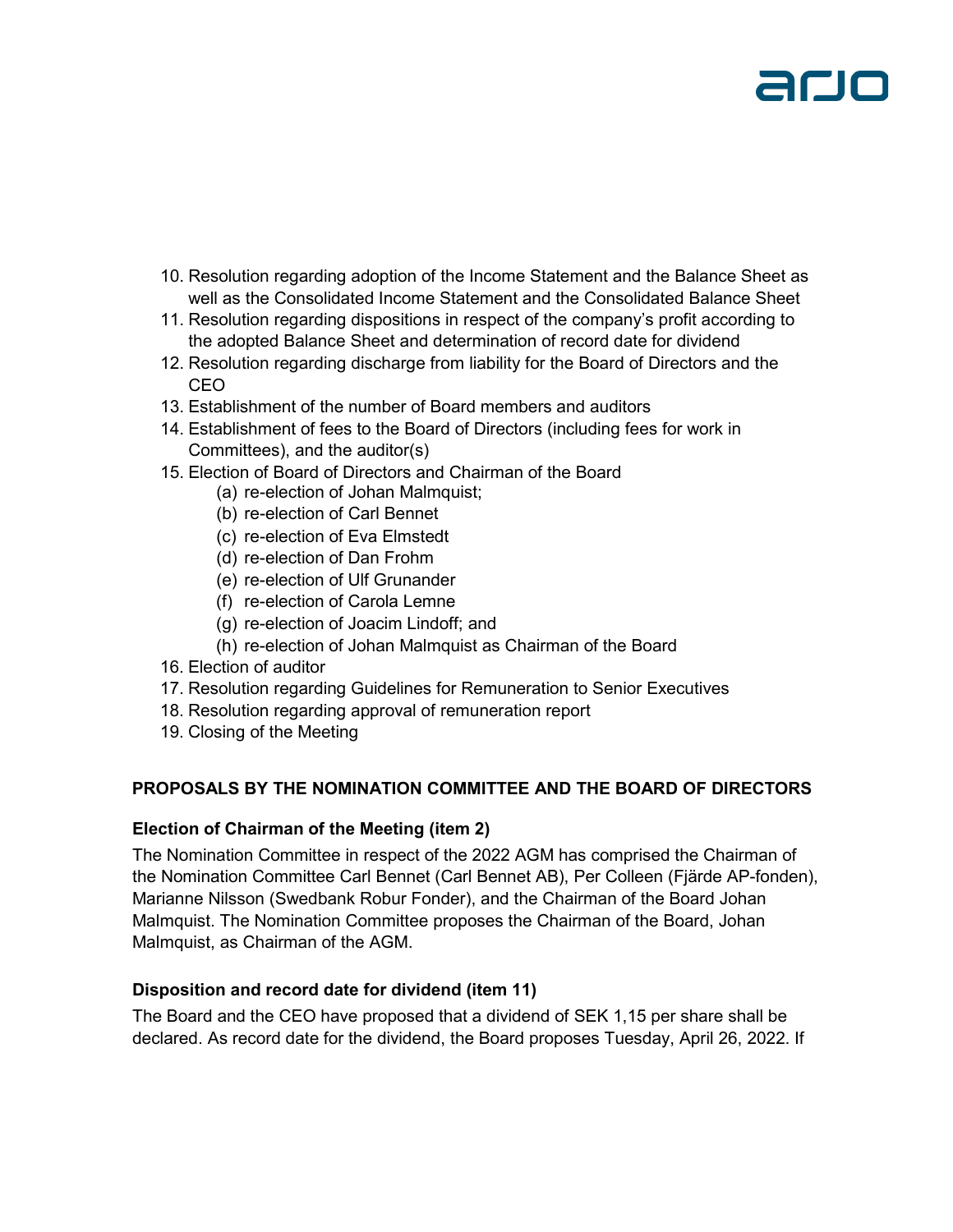10. Resolution regarding adoption of the Income Statement and the Balance Sheet as well as the Consolidated Income Statement and the Consolidated Balance Sheet
11. Resolution regarding dispositions in respect of the company's profit according to the adopted Balance Sheet and determination of record date for dividend
12. Resolution regarding discharge from liability for the Board of Directors and the CEO
13. Establishment of the number of Board members and auditors
14. Establishment of fees to the Board of Directors (including fees for work in Committees), and the auditor(s)
15. Election of Board of Directors and Chairman of the Board
    (a) re-election of Johan Malmquist;
    (b) re-election of Carl Bennet
    (c) re-election of Eva Elmstedt
    (d) re-election of Dan Frohm
    (e) re-election of Ulf Grunander
    (f) re-election of Carola Lemne
    (g) re-election of Joacim Lindoff; and
    (h) re-election of Johan Malmquist as Chairman of the Board
16. Election of auditor
17. Resolution regarding Guidelines for Remuneration to Senior Executives
18. Resolution regarding approval of remuneration report
19. Closing of the Meeting

**PROPOSALS BY THE NOMINATION COMMITTEE AND THE BOARD OF DIRECTORS**

**Election of Chairman of the Meeting (item 2)**

The Nomination Committee in respect of the 2022 AGM has comprised the Chairman of the Nomination Committee Carl Bennet (Carl Bennet AB), Per Colleen (Fjärde AP-fonden), Marianne Nilsson (Swedbank Robur Fonder), and the Chairman of the Board Johan Malmquist. The Nomination Committee proposes the Chairman of the Board, Johan Malmquist, as Chairman of the AGM.

**Disposition and record date for dividend (item 11)**

The Board and the CEO have proposed that a dividend of SEK 1,15 per share shall be declared. As record date for the dividend, the Board proposes Tuesday, April 26, 2022. If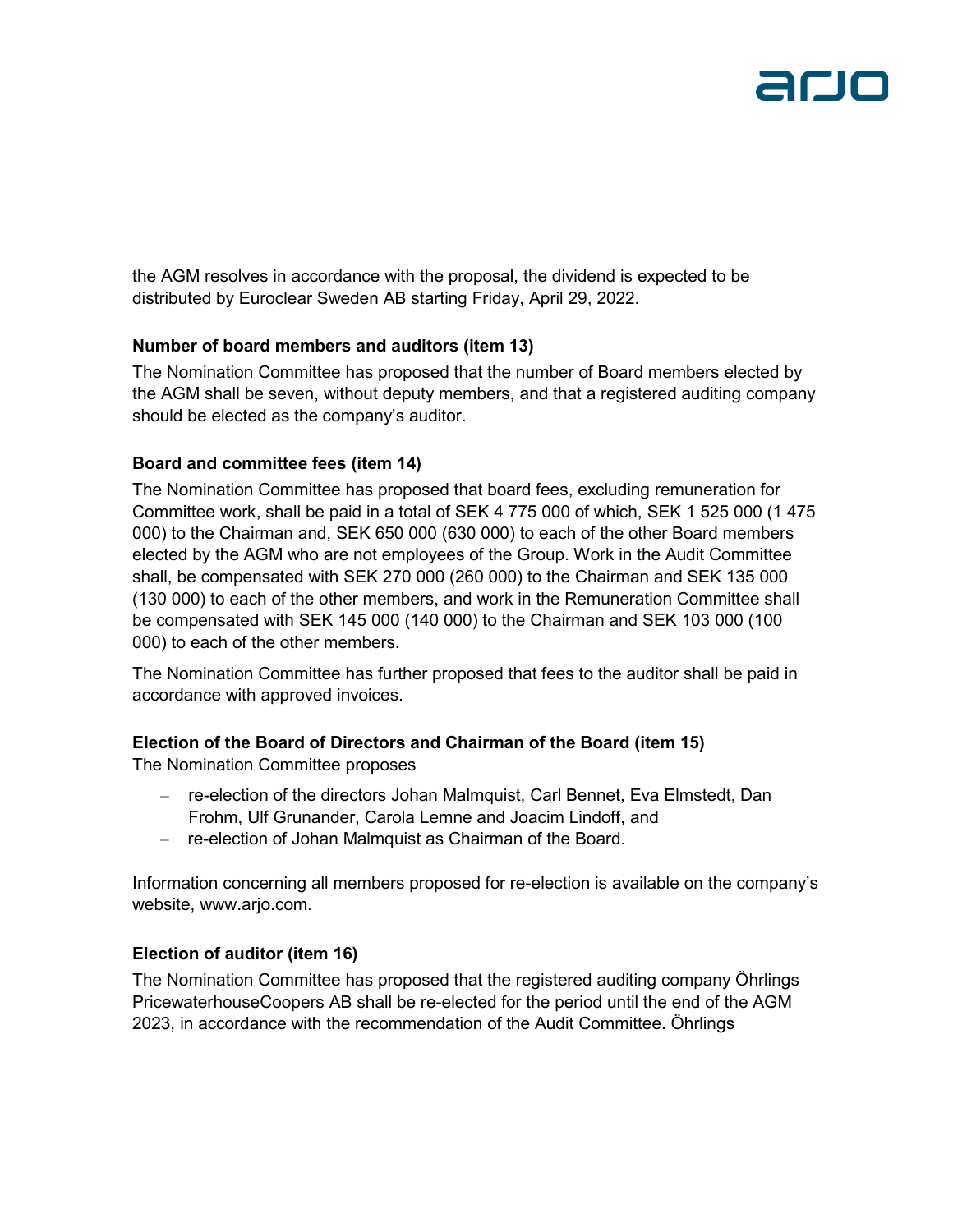the AGM resolves in accordance with the proposal, the dividend is expected to be distributed by Euroclear Sweden AB starting Friday, April 29, 2022.

**Number of board members and auditors (item 13)**

The Nomination Committee has proposed that the number of Board members elected by the AGM shall be seven, without deputy members, and that a registered auditing company should be elected as the company's auditor.

**Board and committee fees (item 14)**

The Nomination Committee has proposed that board fees, excluding remuneration for Committee work, shall be paid in a total of SEK 4 775 000 of which, SEK 1 525 000 (1 475 000) to the Chairman and, SEK 650 000 (630 000) to each of the other Board members elected by the AGM who are not employees of the Group. Work in the Audit Committee shall, be compensated with SEK 270 000 (260 000) to the Chairman and SEK 135 000 (130 000) to each of the other members, and work in the Remuneration Committee shall be compensated with SEK 145 000 (140 000) to the Chairman and SEK 103 000 (100 000) to each of the other members.

The Nomination Committee has further proposed that fees to the auditor shall be paid in accordance with approved invoices.

**Election of the Board of Directors and Chairman of the Board (item 15)**

The Nomination Committee proposes

- re-election of the directors Johan Malmquist, Carl Bennet, Eva Elmstedt, Dan Frohm, Ulf Grunander, Carola Lemne and Joacim Lindoff, and
- re-election of Johan Malmquist as Chairman of the Board.

Information concerning all members proposed for re-election is available on the company's website, www.arjo.com.

**Election of auditor (item 16)**

The Nomination Committee has proposed that the registered auditing company Öhrlings PricewaterhouseCoopers AB shall be re-elected for the period until the end of the AGM 2023, in accordance with the recommendation of the Audit Committee. Öhrlings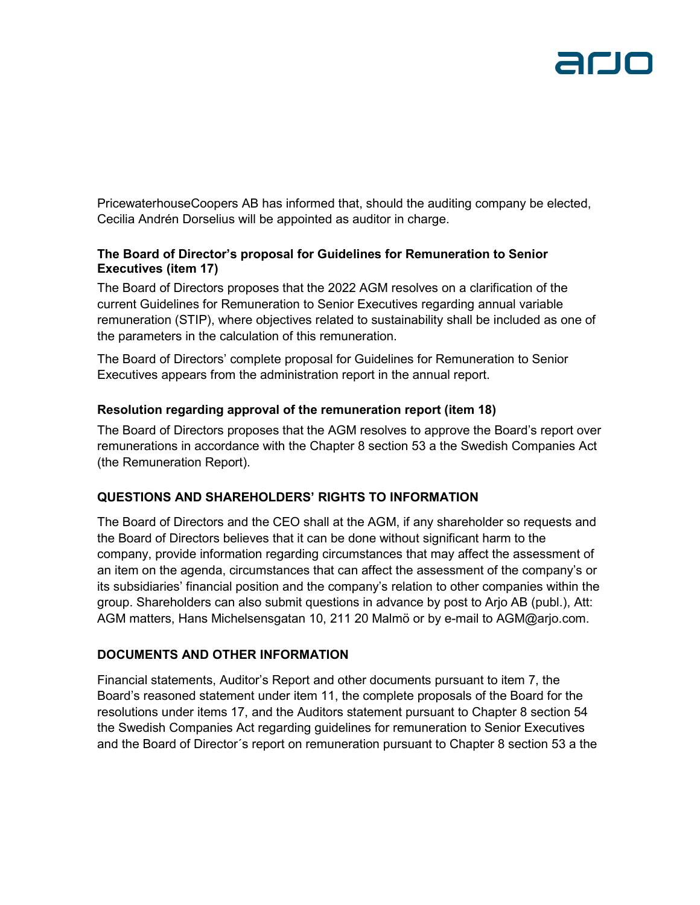PricewaterhouseCoopers AB has informed that, should the auditing company be elected, Cecilia Andrén Dorselius will be appointed as auditor in charge.

**The Board of Director's proposal for Guidelines for Remuneration to Senior Executives (item 17)**

The Board of Directors proposes that the 2022 AGM resolves on a clarification of the current Guidelines for Remuneration to Senior Executives regarding annual variable remuneration (STIP), where objectives related to sustainability shall be included as one of the parameters in the calculation of this remuneration.

The Board of Directors' complete proposal for Guidelines for Remuneration to Senior Executives appears from the administration report in the annual report.

**Resolution regarding approval of the remuneration report (item 18)**

The Board of Directors proposes that the AGM resolves to approve the Board's report over remunerations in accordance with the Chapter 8 section 53 a the Swedish Companies Act (the Remuneration Report).

## QUESTIONS AND SHAREHOLDERS' RIGHTS TO INFORMATION

The Board of Directors and the CEO shall at the AGM, if any shareholder so requests and the Board of Directors believes that it can be done without significant harm to the company, provide information regarding circumstances that may affect the assessment of an item on the agenda, circumstances that can affect the assessment of the company's or its subsidiaries' financial position and the company's relation to other companies within the group. Shareholders can also submit questions in advance by post to Arjo AB (publ.), Att: AGM matters, Hans Michelsensgatan 10, 211 20 Malmö or by e-mail to AGM@arjo.com.

## DOCUMENTS AND OTHER INFORMATION

Financial statements, Auditor's Report and other documents pursuant to item 7, the Board's reasoned statement under item 11, the complete proposals of the Board for the resolutions under items 17, and the Auditors statement pursuant to Chapter 8 section 54 the Swedish Companies Act regarding guidelines for remuneration to Senior Executives and the Board of Director´s report on remuneration pursuant to Chapter 8 section 53 a the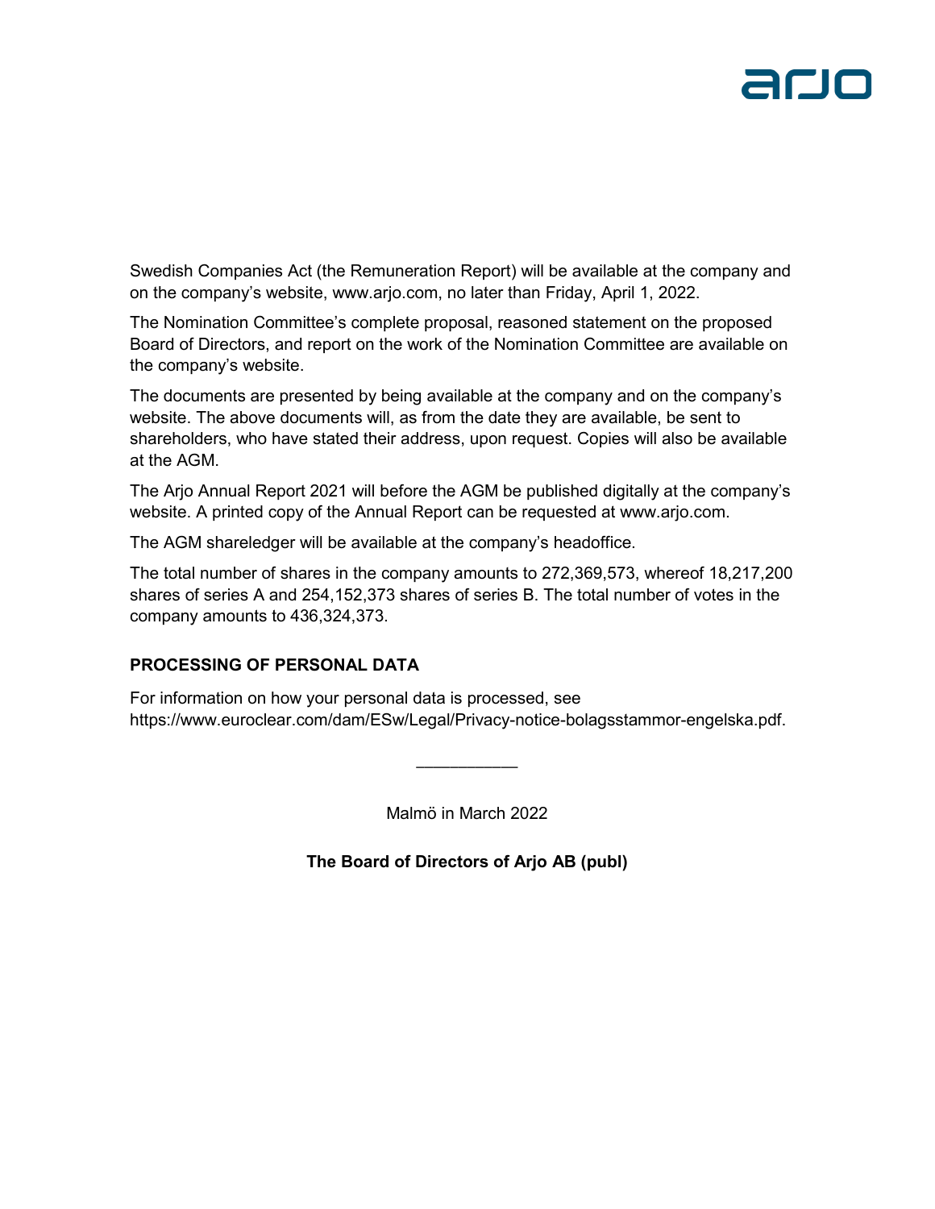Swedish Companies Act (the Remuneration Report) will be available at the company and on the company's website, www.arjo.com, no later than Friday, April 1, 2022.

The Nomination Committee's complete proposal, reasoned statement on the proposed Board of Directors, and report on the work of the Nomination Committee are available on the company's website.

The documents are presented by being available at the company and on the company's website. The above documents will, as from the date they are available, be sent to shareholders, who have stated their address, upon request. Copies will also be available at the AGM.

The Arjo Annual Report 2021 will before the AGM be published digitally at the company's website. A printed copy of the Annual Report can be requested at www.arjo.com.

The AGM shareledger will be available at the company's headoffice.

The total number of shares in the company amounts to 272,369,573, whereof 18,217,200 shares of series A and 254,152,373 shares of series B. The total number of votes in the company amounts to 436,324,373.

## PROCESSING OF PERSONAL DATA

For information on how your personal data is processed, see https://www.euroclear.com/dam/ESw/Legal/Privacy-notice-bolagsstammor-engelska.pdf.

___________

Malmö in March 2022

**The Board of Directors of Arjo AB (publ)**